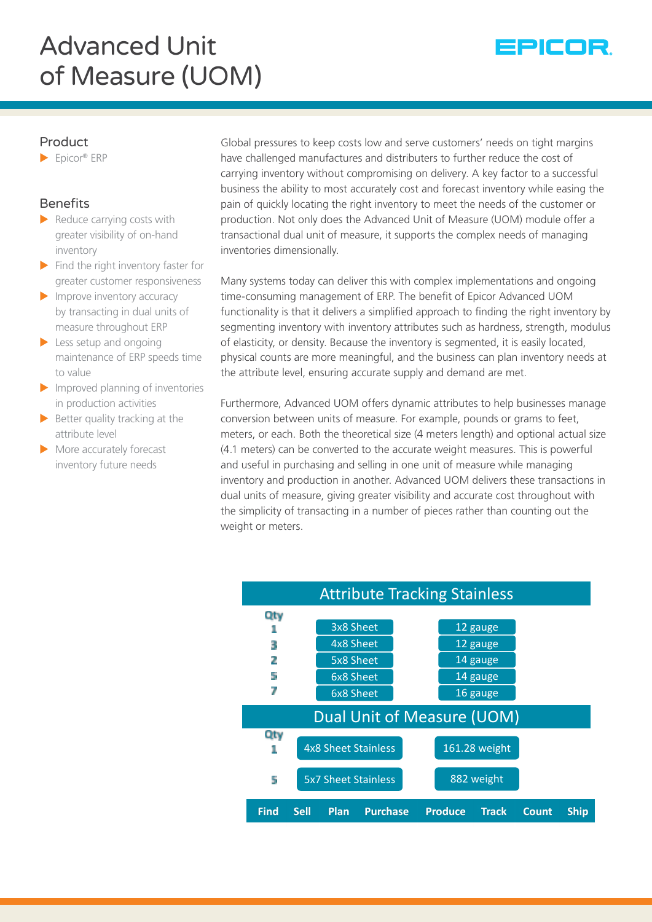# Advanced Unit of Measure (UOM)

EPICOR

## Product

- Epicor® ERP

## Benefits

- Reduce carrying costs with greater visibility of on-hand inventory
- Find the right inventory faster for greater customer responsiveness
- Improve inventory accuracy by transacting in dual units of measure throughout ERP
- Less setup and ongoing maintenance of ERP speeds time to value
- Improved planning of inventories in production activities
- Better quality tracking at the attribute level
- More accurately forecast inventory future needs

Global pressures to keep costs low and serve customers' needs on tight margins have challenged manufactures and distributers to further reduce the cost of carrying inventory without compromising on delivery. A key factor to a successful business the ability to most accurately cost and forecast inventory while easing the pain of quickly locating the right inventory to meet the needs of the customer or production. Not only does the Advanced Unit of Measure (UOM) module offer a transactional dual unit of measure, it supports the complex needs of managing inventories dimensionally.

Many systems today can deliver this with complex implementations and ongoing time-consuming management of ERP. The benefit of Epicor Advanced UOM functionality is that it delivers a simplified approach to finding the right inventory by segmenting inventory with inventory attributes such as hardness, strength, modulus of elasticity, or density. Because the inventory is segmented, it is easily located, physical counts are more meaningful, and the business can plan inventory needs at the attribute level, ensuring accurate supply and demand are met.

Furthermore, Advanced UOM offers dynamic attributes to help businesses manage conversion between units of measure. For example, pounds or grams to feet, meters, or each. Both the theoretical size (4 meters length) and optional actual size (4.1 meters) can be converted to the accurate weight measures. This is powerful and useful in purchasing and selling in one unit of measure while managing inventory and production in another. Advanced UOM delivers these transactions in dual units of measure, giving greater visibility and accurate cost throughout with the simplicity of transacting in a number of pieces rather than counting out the weight or meters.

**Attribute Tracking Stainless**

| Qty | | |
|---|---|---|
| 1 | 3x8 Sheet | 12 gauge |
| 3 | 4x8 Sheet | 12 gauge |
| 2 | 5x8 Sheet | 14 gauge |
| 5 | 6x8 Sheet | 14 gauge |
| 7 | 6x8 Sheet | 16 gauge |

**Dual Unit of Measure (UOM)**

| Qty | | |
|---|---|---|
| 1 | 4x8 Sheet Stainless | 161.28 weight |
| 5 | 5x7 Sheet Stainless | 882 weight |

**Find | Sell | Plan | Purchase | Produce | Track | Count | Ship**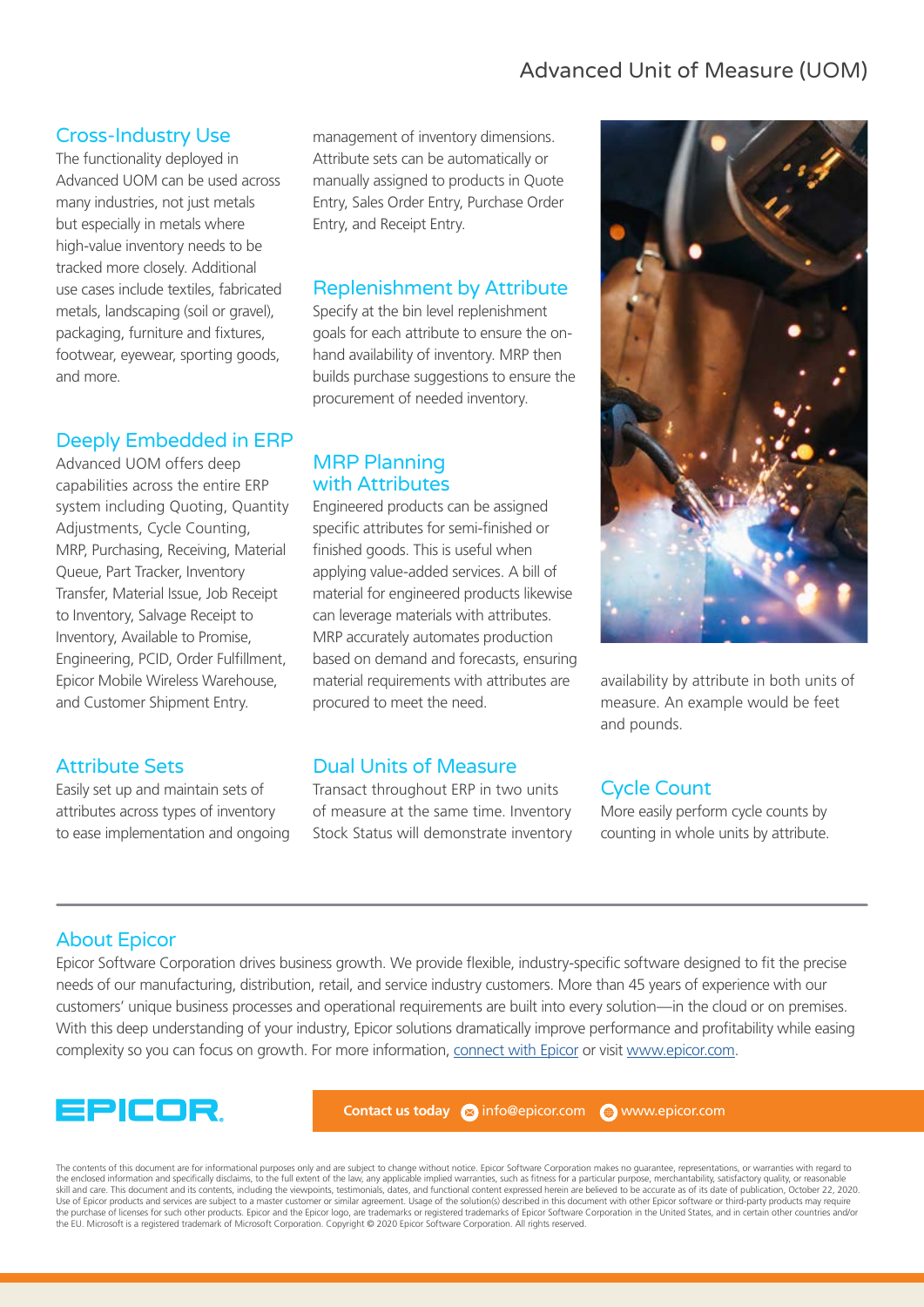## Cross-Industry Use

The functionality deployed in Advanced UOM can be used across many industries, not just metals but especially in metals where high-value inventory needs to be tracked more closely. Additional use cases include textiles, fabricated metals, landscaping (soil or gravel), packaging, furniture and fixtures, footwear, eyewear, sporting goods, and more.

## Deeply Embedded in ERP

Advanced UOM offers deep capabilities across the entire ERP system including Quoting, Quantity Adjustments, Cycle Counting, MRP, Purchasing, Receiving, Material Queue, Part Tracker, Inventory Transfer, Material Issue, Job Receipt to Inventory, Salvage Receipt to Inventory, Available to Promise, Engineering, PCID, Order Fulfillment, Epicor Mobile Wireless Warehouse, and Customer Shipment Entry.

## Attribute Sets

Easily set up and maintain sets of attributes across types of inventory to ease implementation and ongoing management of inventory dimensions. Attribute sets can be automatically or manually assigned to products in Quote Entry, Sales Order Entry, Purchase Order Entry, and Receipt Entry.

## Replenishment by Attribute

Specify at the bin level replenishment goals for each attribute to ensure the on-hand availability of inventory. MRP then builds purchase suggestions to ensure the procurement of needed inventory.

## MRP Planning with Attributes

Engineered products can be assigned specific attributes for semi-finished or finished goods. This is useful when applying value-added services. A bill of material for engineered products likewise can leverage materials with attributes. MRP accurately automates production based on demand and forecasts, ensuring material requirements with attributes are procured to meet the need.

## Dual Units of Measure

Transact throughout ERP in two units of measure at the same time. Inventory Stock Status will demonstrate inventory availability by attribute in both units of measure. An example would be feet and pounds.

## Cycle Count

More easily perform cycle counts by counting in whole units by attribute.

---

## About Epicor

Epicor Software Corporation drives business growth. We provide flexible, industry-specific software designed to fit the precise needs of our manufacturing, distribution, retail, and service industry customers. More than 45 years of experience with our customers' unique business processes and operational requirements are built into every solution—in the cloud or on premises. With this deep understanding of your industry, Epicor solutions dramatically improve performance and profitability while easing complexity so you can focus on growth. For more information, connect with Epicor or visit www.epicor.com.

EPICOR

**Contact us today** info@epicor.com www.epicor.com

The contents of this document are for informational purposes only and are subject to change without notice. Epicor Software Corporation makes no guarantee, representations, or warranties with regard to the enclosed information and specifically disclaims, to the full extent of the law, any applicable implied warranties, such as fitness for a particular purpose, merchantability, satisfactory quality, or reasonable skill and care. This document and its contents, including the viewpoints, testimonials, dates, and functional content expressed herein are believed to be accurate as of its date of publication, October 22, 2020. Use of Epicor products and services are subject to a master customer or similar agreement. Usage of the solution(s) described in this document with other Epicor software or third-party products may require the purchase of licenses for such other products. Epicor and the Epicor logo, are trademarks or registered trademarks of Epicor Software Corporation in the United States, and in certain other countries and/or the EU. Microsoft is a registered trademark of Microsoft Corporation. Copyright © 2020 Epicor Software Corporation. All rights reserved.